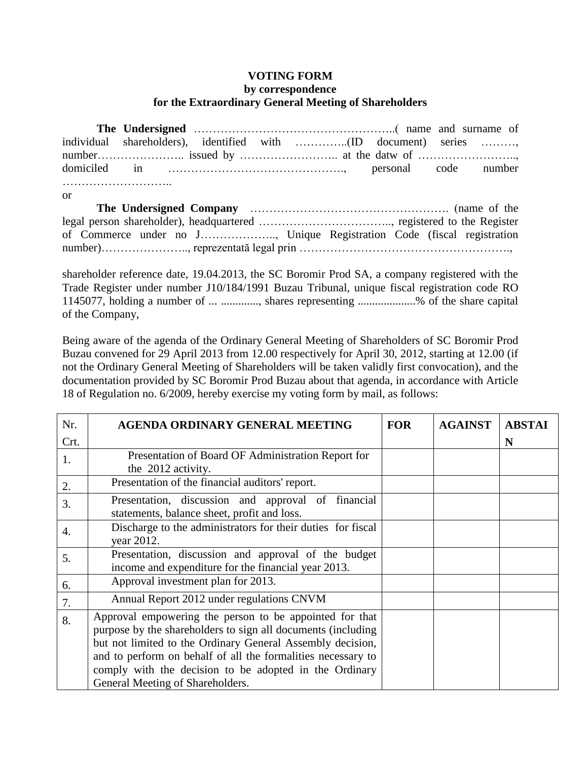**VOTING FORM**
**by correspondence**
**for the Extraordinary General Meeting of Shareholders**

**The Undersigned** ……………………………………………..( name and surname of individual shareholders), identified with …………..(ID document) series ………, number………………….. issued by …………………….. at the datw of …………………….., domiciled in ………………………………………., personal code number ………………………..

or

**The Undersigned Company** ……………………………………………. (name of the legal person shareholder), headquartered …………………………….., registered to the Register of Commerce under no J……………….., Unique Registration Code (fiscal registration number)………………….., reprezentată legal prin ……………………………………………….,

shareholder reference date, 19.04.2013, the SC Boromir Prod SA, a company registered with the Trade Register under number J10/184/1991 Buzau Tribunal, unique fiscal registration code RO 1145077, holding a number of ... ............, shares representing ...................% of the share capital of the Company,

Being aware of the agenda of the Ordinary General Meeting of Shareholders of SC Boromir Prod Buzau convened for 29 April 2013 from 12.00 respectively for April 30, 2012, starting at 12.00 (if not the Ordinary General Meeting of Shareholders will be taken validly first convocation), and the documentation provided by SC Boromir Prod Buzau about that agenda, in accordance with Article 18 of Regulation no. 6/2009, hereby exercise my voting form by mail, as follows:

| Nr. Crt. | **AGENDA ORDINARY GENERAL MEETING** | **FOR** | **AGAINST** | **ABSTAIN** |
|---|---|---|---|---|
| 1. | Presentation of Board OF Administration Report for the 2012 activity. | | | |
| 2. | Presentation of the financial auditors' report. | | | |
| 3. | Presentation, discussion and approval of financial statements, balance sheet, profit and loss. | | | |
| 4. | Discharge to the administrators for their duties for fiscal year 2012. | | | |
| 5. | Presentation, discussion and approval of the budget income and expenditure for the financial year 2013. | | | |
| 6. | Approval investment plan for 2013. | | | |
| 7. | Annual Report 2012 under regulations CNVM | | | |
| 8. | Approval empowering the person to be appointed for that purpose by the shareholders to sign all documents (including but not limited to the Ordinary General Assembly decision, and to perform on behalf of all the formalities necessary to comply with the decision to be adopted in the Ordinary General Meeting of Shareholders. | | | |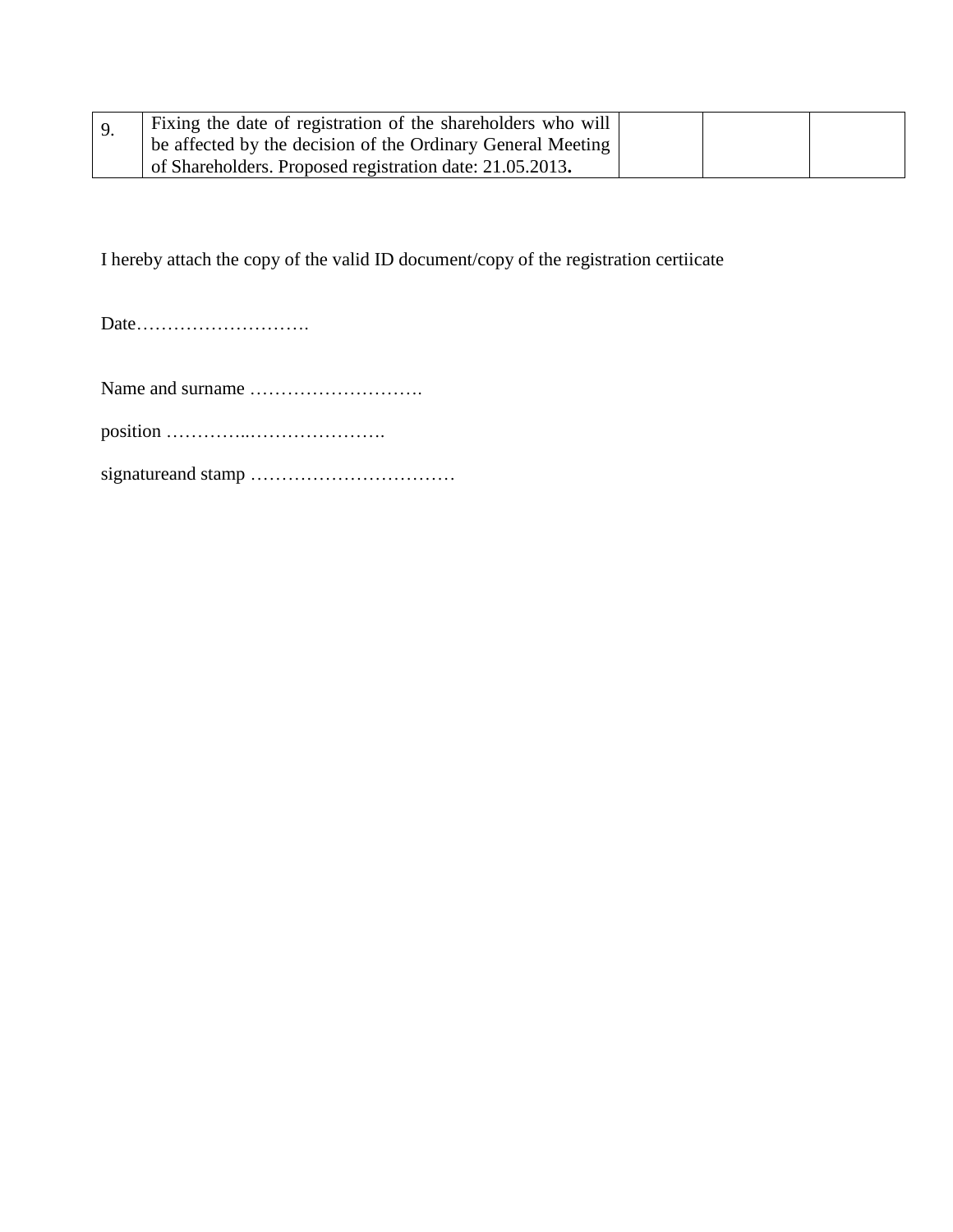| | | | | |
|---|---|---|---|---|
| 9. | Fixing the date of registration of the shareholders who will be affected by the decision of the Ordinary General Meeting of Shareholders. Proposed registration date: 21.05.2013**.** | | | |

I hereby attach the copy of the valid ID document/copy of the registration certiicate

Date……………………….

Name and surname ……………………….

position …………..………………….

signatureand stamp ……………………………